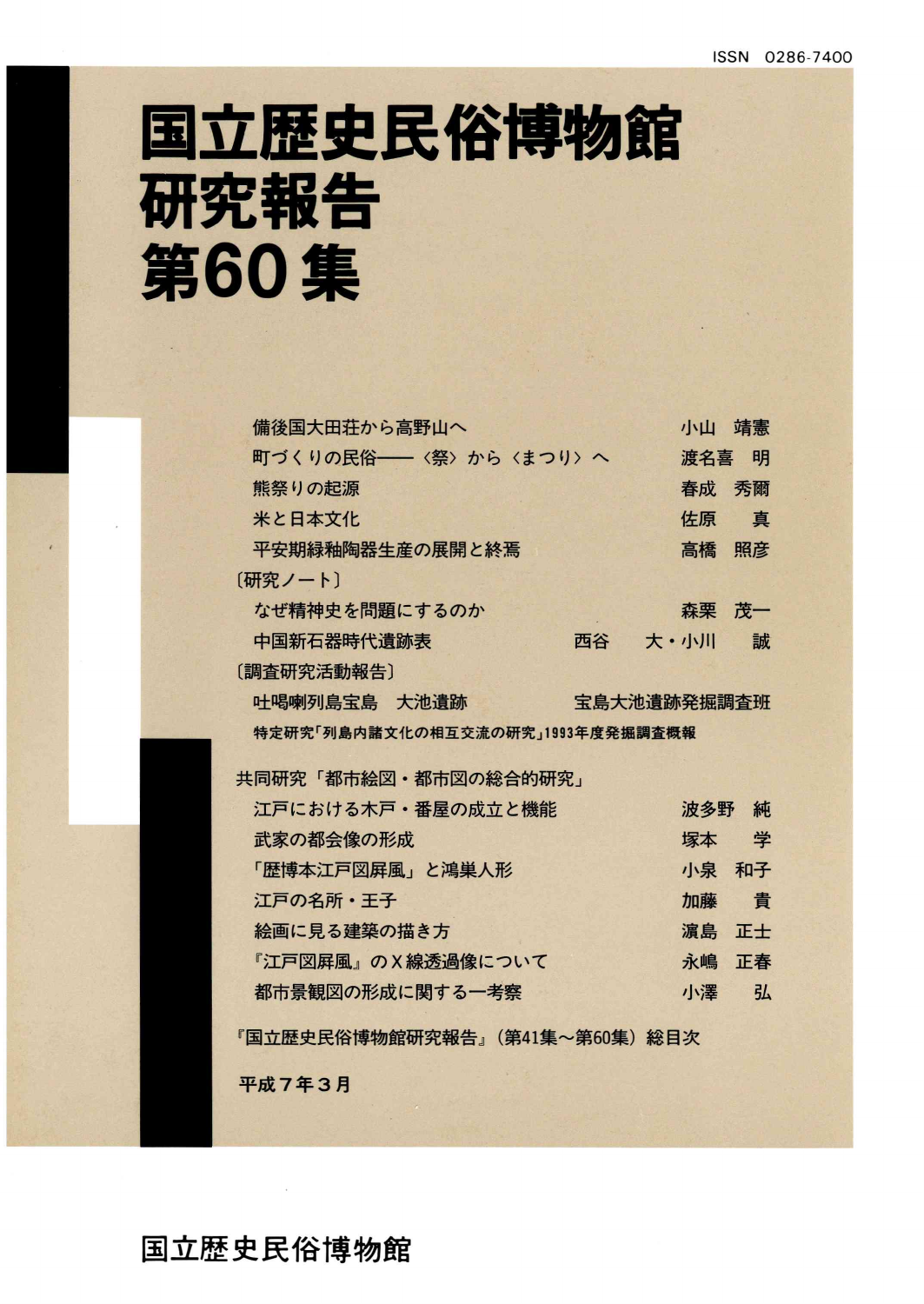ISSN 0286-7400

# 国立歴史民俗博物館研究報告 第60集

備後国大田荘から高野山へ　小山　靖憲

町づくりの民俗――〈祭〉から〈まつり〉へ　渡名喜　明

熊祭りの起源　春成　秀爾

米と日本文化　佐原　真

平安期緑釉陶器生産の展開と終焉　高橋　照彦

〔研究ノート〕

なぜ精神史を問題にするのか　森栗　茂一

中国新石器時代遺跡表　西谷　大・小川　誠

〔調査研究活動報告〕

吐噶喇列島宝島　大池遺跡　宝島大池遺跡発掘調査班

特定研究「列島内諸文化の相互交流の研究」1993年度発掘調査概報

共同研究「都市絵図・都市図の総合的研究」

江戸における木戸・番屋の成立と機能　波多野　純

武家の都会像の形成　塚本　学

「歴博本江戸図屏風」と鴻巣人形　小泉　和子

江戸の名所・王子　加藤　貴

絵画に見る建築の描き方　濵島　正士

『江戸図屏風』のX線透過像について　永嶋　正春

都市景観図の形成に関する一考察　小澤　弘

『国立歴史民俗博物館研究報告』（第41集～第60集）総目次

平成７年３月

国立歴史民俗博物館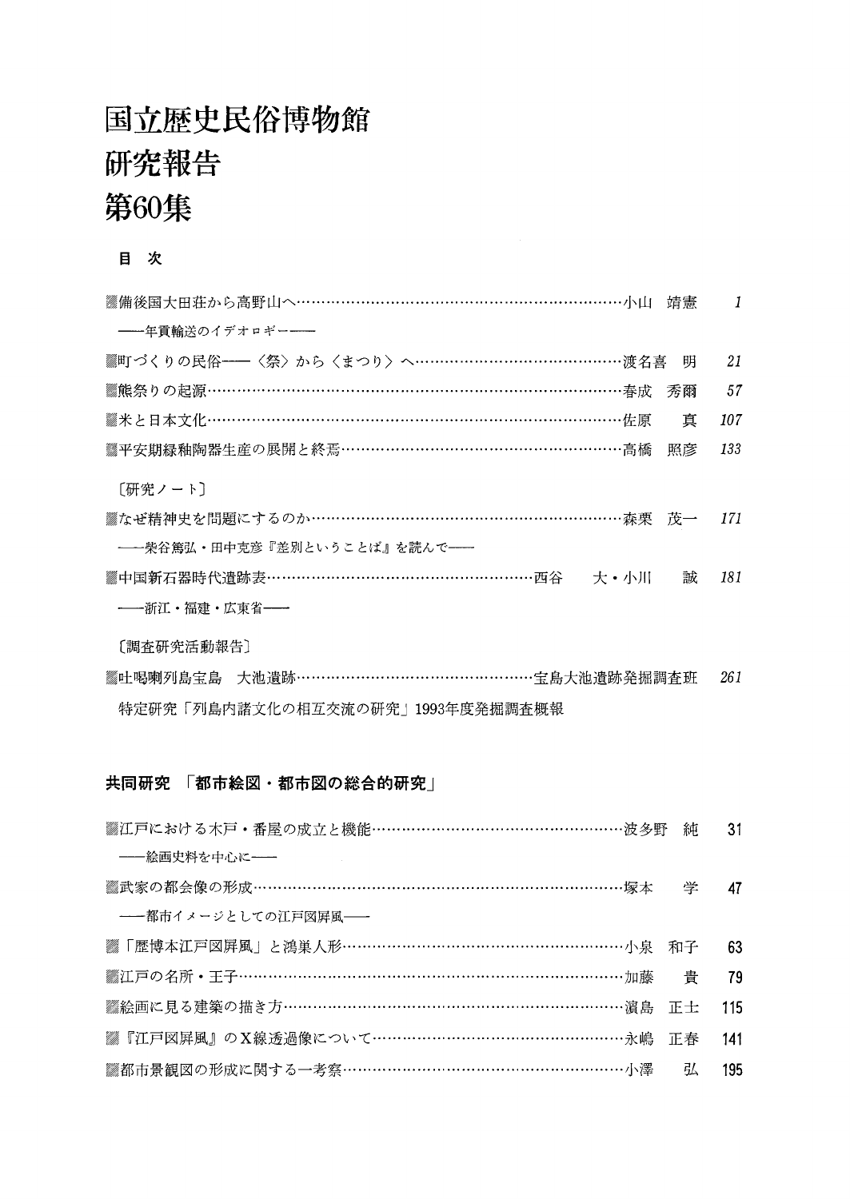# 国立歴史民俗博物館
# 研究報告
# 第60集

**目　次**

- 備後国大田荘から高野山へ……………………………………………………………………小山　靖憲　*1*
  ――年貢輸送のイデオロギー――
- 町づくりの民俗――〈祭〉から〈まつり〉へ……………………………………………渡名喜　明　*21*
- 熊祭りの起源……………………………………………………………………………………春成　秀爾　*57*
- 米と日本文化……………………………………………………………………………………佐原　真　*107*
- 平安期緑釉陶器生産の展開と終焉…………………………………………………………高橋　照彦　*133*

〔研究ノート〕

- なぜ精神史を問題にするのか…………………………………………………………………森栗　茂一　*171*
  ――柴谷篤弘・田中克彦『差別ということば』を読んで――
- 中国新石器時代遺跡表……………………………………………………西谷　大・小川　誠　*181*
  ――浙江・福建・広東省――

〔調査研究活動報告〕

- 吐噶喇列島宝島　大池遺跡……………………………………………宝島大池遺跡発掘調査班　*261*
  特定研究「列島内諸文化の相互交流の研究」1993年度発掘調査概報

## 共同研究　「都市絵図・都市図の総合的研究」

- 江戸における木戸・番屋の成立と機能………………………………………………波多野　純　31
  ――絵画史料を中心に――
- 武家の都会像の形成……………………………………………………………………………塚本　学　47
  ――都市イメージとしての江戸図屏風――
- 「歴博本江戸図屏風」と鴻巣人形……………………………………………………………小泉　和子　63
- 江戸の名所・王子………………………………………………………………………………加藤　貴　79
- 絵画に見る建築の描き方………………………………………………………………………濱島　正士　115
- 『江戸図屏風』のX線透過像について………………………………………………………永嶋　正春　141
- 都市景観図の形成に関する一考察……………………………………………………………小澤　弘　195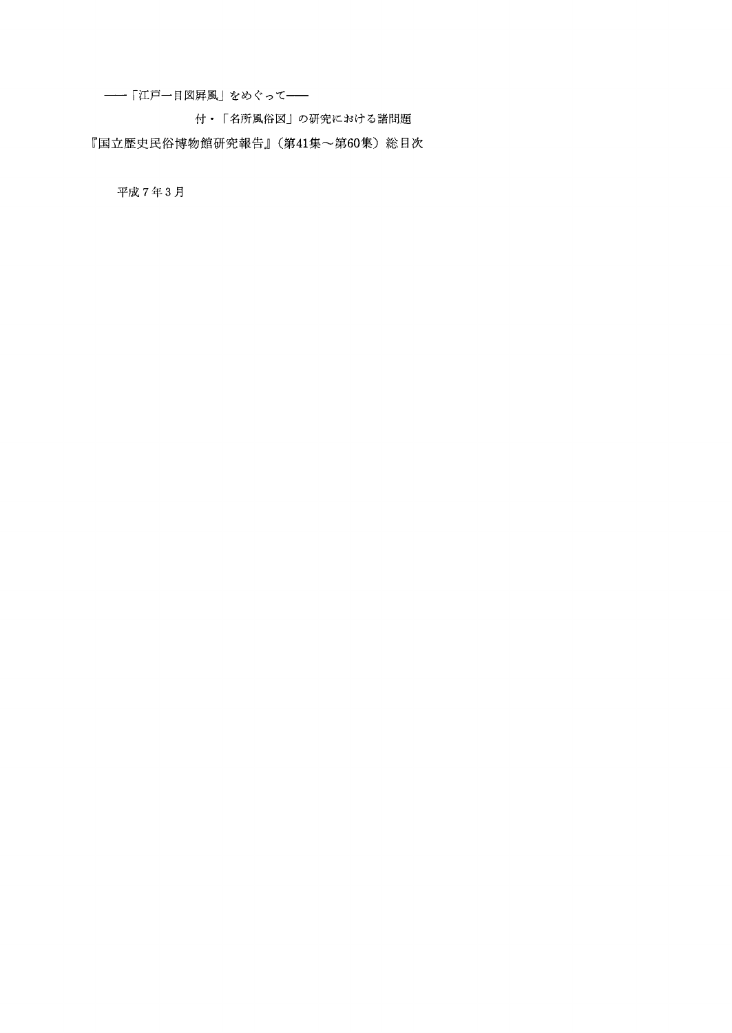――「江戸一目図屛風」をめぐって――

付・「名所風俗図」の研究における諸問題

『国立歴史民俗博物館研究報告』（第41集～第60集）総目次

平成７年３月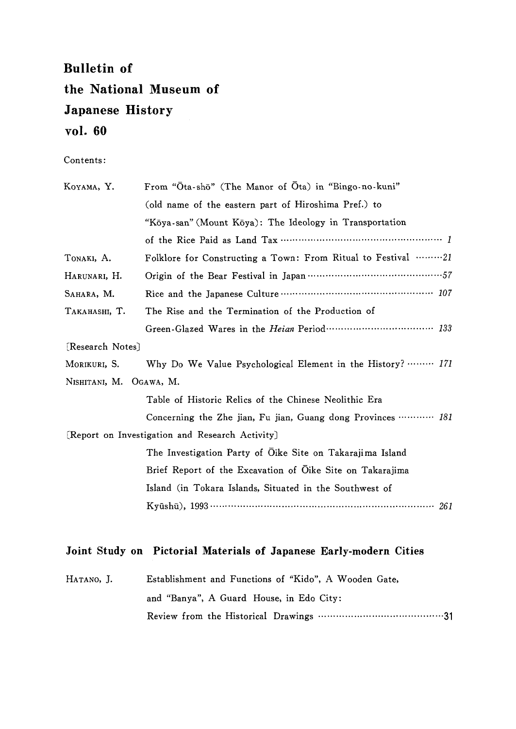# Bulletin of the National Museum of Japanese History vol. 60

Contents:

| | | |
|---|---|---|
| KOYAMA, Y. | From "Ōta-shō" (The Manor of Ōta) in "Bingo-no-kuni" (old name of the eastern part of Hiroshima Pref.) to "Kōya-san" (Mount Kōya): The Ideology in Transportation of the Rice Paid as Land Tax | *1* |
| TONAKI, A. | Folklore for Constructing a Town: From Ritual to Festival | *21* |
| HARUNARI, H. | Origin of the Bear Festival in Japan | *57* |
| SAHARA, M. | Rice and the Japanese Culture | *107* |
| TAKAHASHI, T. | The Rise and the Termination of the Production of Green-Glazed Wares in the *Heian* Period | *133* |

[Research Notes]

| | | |
|---|---|---|
| MORIKURI, S. | Why Do We Value Psychological Element in the History? | *171* |
| NISHITANI, M. OGAWA, M. | Table of Historic Relics of the Chinese Neolithic Era Concerning the Zhe jian, Fu jian, Guang dong Provinces | *181* |

[Report on Investigation and Research Activity]

| | | |
|---|---|---|
| | The Investigation Party of Ōike Site on Takarajima Island Brief Report of the Excavation of Ōike Site on Takarajima Island (in Tokara Islands, Situated in the Southwest of Kyūshū), 1993 | *261* |

## Joint Study on Pictorial Materials of Japanese Early-modern Cities

| | | |
|---|---|---|
| HATANO, J. | Establishment and Functions of "Kido", A Wooden Gate, and "Banya", A Guard House, in Edo City: Review from the Historical Drawings | 31 |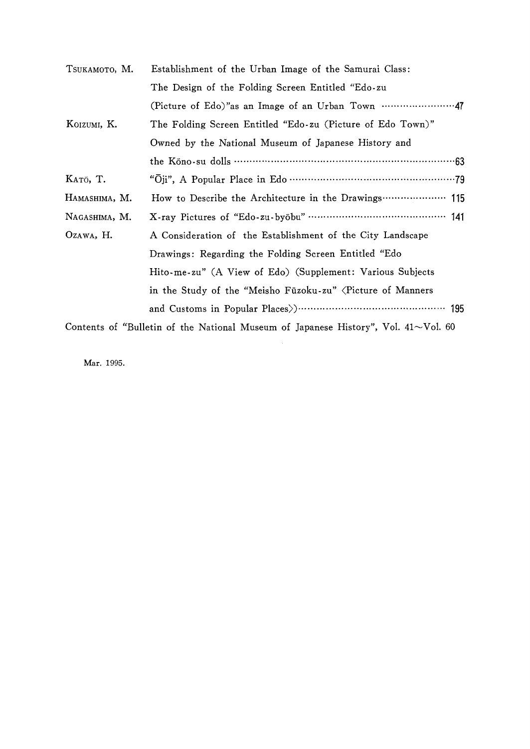| | | |
|---|---|---|
| TSUKAMOTO, M. | Establishment of the Urban Image of the Samurai Class: The Design of the Folding Screen Entitled "Edo-zu (Picture of Edo)"as an Image of an Urban Town | 47 |
| KOIZUMI, K. | The Folding Screen Entitled "Edo-zu (Picture of Edo Town)" Owned by the National Museum of Japanese History and the Kōno-su dolls | 63 |
| KATŌ, T. | "Ōji", A Popular Place in Edo | 79 |
| HAMASHIMA, M. | How to Describe the Architecture in the Drawings | 115 |
| NAGASHIMA, M. | X-ray Pictures of "Edo-zu-byōbu" | 141 |
| OZAWA, H. | A Consideration of the Establishment of the City Landscape Drawings: Regarding the Folding Screen Entitled "Edo Hito-me-zu" (A View of Edo) (Supplement: Various Subjects in the Study of the "Meisho Fūzoku-zu" 〈Picture of Manners and Customs in Popular Places〉) | 195 |

Contents of "Bulletin of the National Museum of Japanese History", Vol. 41～Vol. 60

Mar. 1995.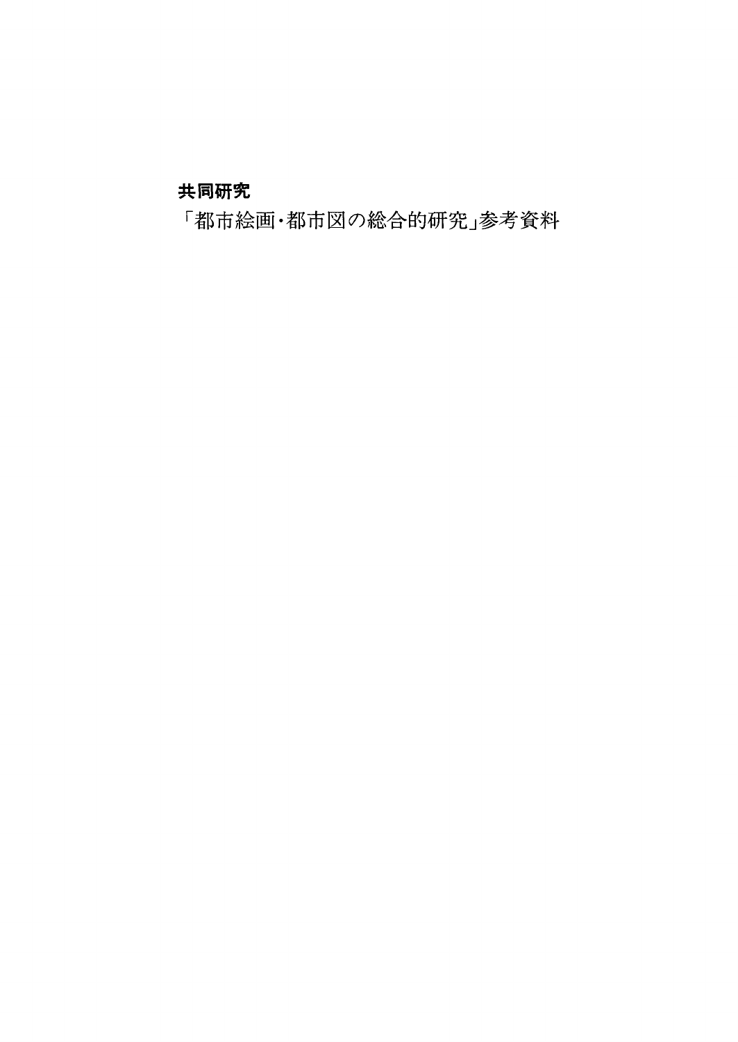**共同研究**

「都市絵画･都市図の総合的研究」参考資料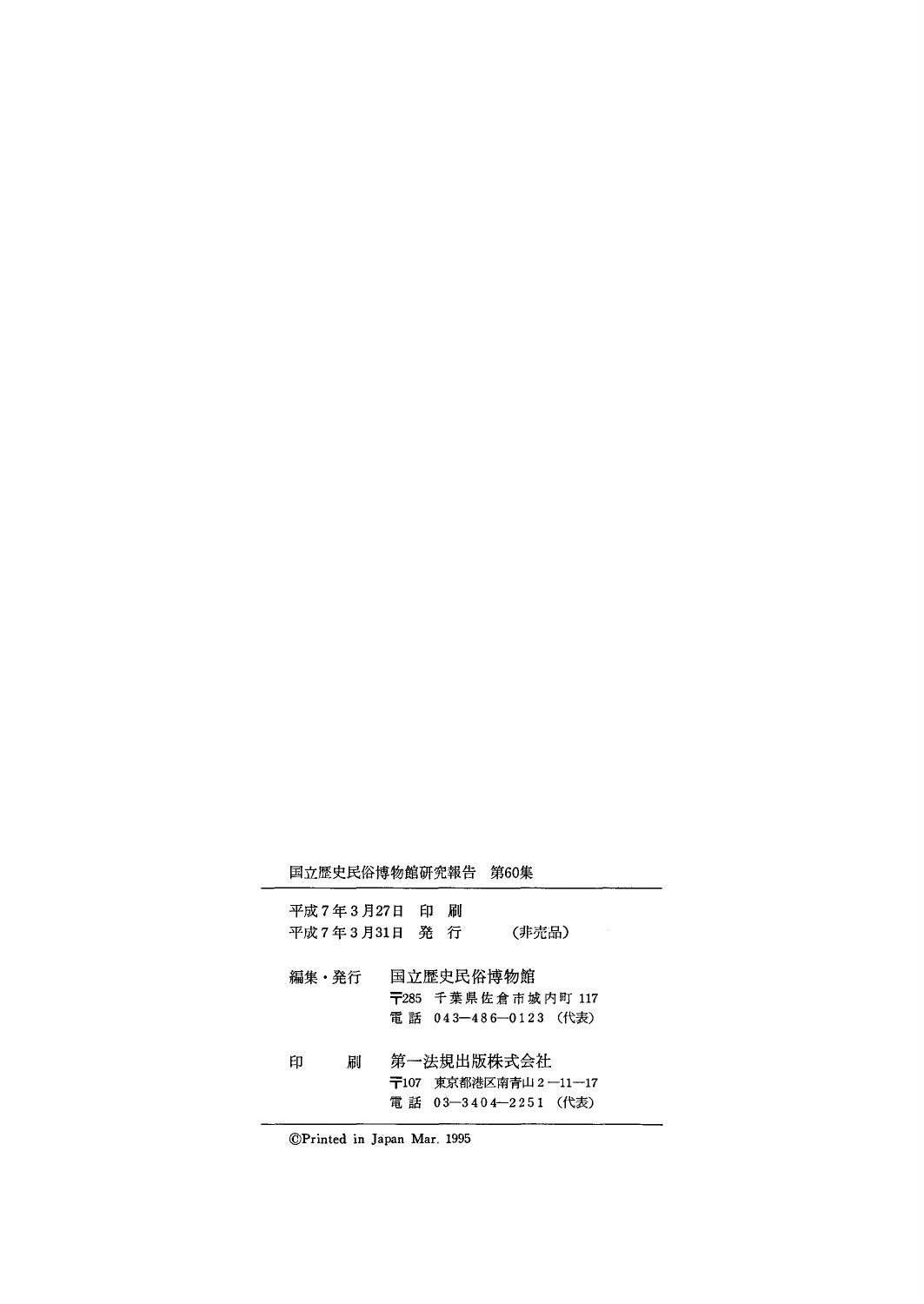国立歴史民俗博物館研究報告　第60集

---

平成7年3月27日　印　刷  
平成7年3月31日　発　行　　（非売品）

編集・発行　国立歴史民俗博物館  
〒285　千葉県佐倉市城内町 117  
電話　043—486—0123（代表）

印　　刷　第一法規出版株式会社  
〒107　東京都港区南青山2—11—17  
電話　03—3404—2251（代表）

---

©Printed in Japan Mar. 1995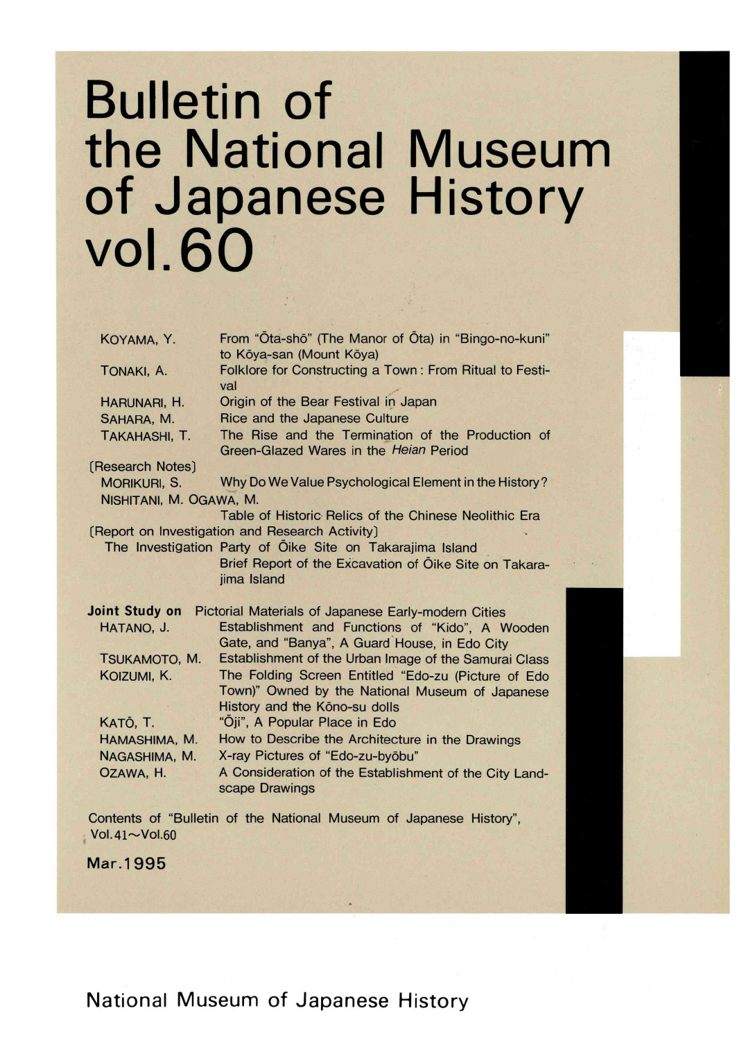# Bulletin of the National Museum of Japanese History vol.60

| | |
|---|---|
| KOYAMA, Y. | From “Ōta-shō” (The Manor of Ōta) in “Bingo-no-kuni” to Kōya-san (Mount Kōya) |
| TONAKI, A. | Folklore for Constructing a Town : From Ritual to Festival |
| HARUNARI, H. | Origin of the Bear Festival in Japan |
| SAHARA, M. | Rice and the Japanese Culture |
| TAKAHASHI, T. | The Rise and the Termination of the Production of Green-Glazed Wares in the *Heian* Period |

〔Research Notes〕

| | |
|---|---|
| MORIKURI, S. | Why Do We Value Psychological Element in the History? |
| NISHITANI, M. OGAWA, M. | Table of Historic Relics of the Chinese Neolithic Era |

〔Report on Investigation and Research Activity〕

| | |
|---|---|
| The Investigation Party of Ōike Site on Takarajima Island | Brief Report of the Excavation of Ōike Site on Takarajima Island |

**Joint Study on** Pictorial Materials of Japanese Early-modern Cities

| | |
|---|---|
| HATANO, J. | Establishment and Functions of “Kido”, A Wooden Gate, and “Banya”, A Guard House, in Edo City |
| TSUKAMOTO, M. | Establishment of the Urban Image of the Samurai Class |
| KOIZUMI, K. | The Folding Screen Entitled “Edo-zu (Picture of Edo Town)” Owned by the National Museum of Japanese History and the Kōno-su dolls |
| KATŌ, T. | “Ōji”, A Popular Place in Edo |
| HAMASHIMA, M. | How to Describe the Architecture in the Drawings |
| NAGASHIMA, M. | X-ray Pictures of “Edo-zu-byōbu” |
| OZAWA, H. | A Consideration of the Establishment of the City Landscape Drawings |

Contents of “Bulletin of the National Museum of Japanese History”, Vol.41～Vol.60

Mar.1995

National Museum of Japanese History